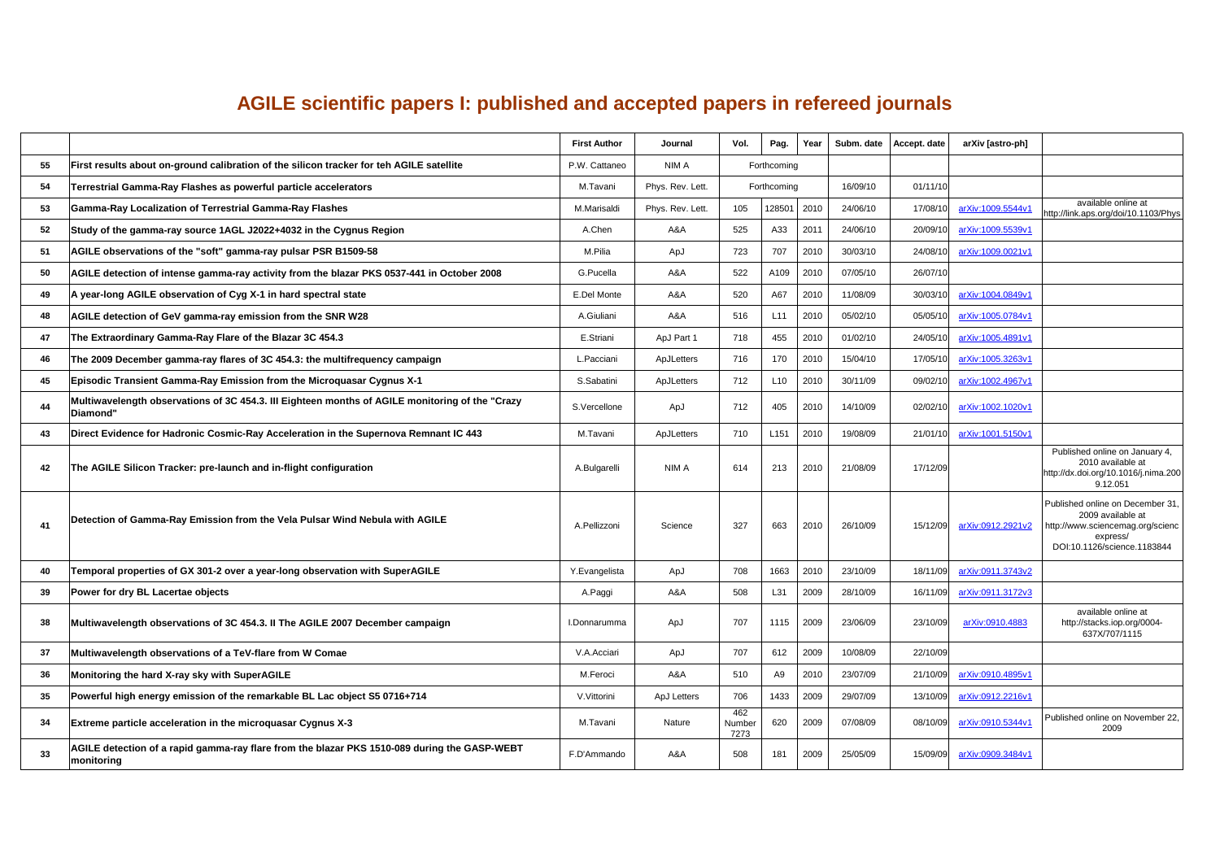# AGILE scientific papers I: published and accepted papers in refereed journals

| | | First Author | Journal | Vol. | Pag. | Year | Subm. date | Accept. date | arXiv [astro-ph] | |
|---|---|---|---|---|---|---|---|---|---|---|
| 55 | First results about on-ground calibration of the silicon tracker for teh AGILE satellite | P.W. Cattaneo | NIM A | Forthcoming | | | | | | |
| 54 | Terrestrial Gamma-Ray Flashes as powerful particle accelerators | M.Tavani | Phys. Rev. Lett. | Forthcoming | | | 16/09/10 | 01/11/10 | | |
| 53 | Gamma-Ray Localization of Terrestrial Gamma-Ray Flashes | M.Marisaldi | Phys. Rev. Lett. | 105 | 128501 | 2010 | 24/06/10 | 17/08/10 | arXiv:1009.5544v1 | available online at http://link.aps.org/doi/10.1103/Phys |
| 52 | Study of the gamma-ray source 1AGL J2022+4032 in the Cygnus Region | A.Chen | A&A | 525 | A33 | 2011 | 24/06/10 | 20/09/10 | arXiv:1009.5539v1 | |
| 51 | AGILE observations of the "soft" gamma-ray pulsar PSR B1509-58 | M.Pilia | ApJ | 723 | 707 | 2010 | 30/03/10 | 24/08/10 | arXiv:1009.0021v1 | |
| 50 | AGILE detection of intense gamma-ray activity from the blazar PKS 0537-441 in October 2008 | G.Pucella | A&A | 522 | A109 | 2010 | 07/05/10 | 26/07/10 | | |
| 49 | A year-long AGILE observation of Cyg X-1 in hard spectral state | E.Del Monte | A&A | 520 | A67 | 2010 | 11/08/09 | 30/03/10 | arXiv:1004.0849v1 | |
| 48 | AGILE detection of GeV gamma-ray emission from the SNR W28 | A.Giuliani | A&A | 516 | L11 | 2010 | 05/02/10 | 05/05/10 | arXiv:1005.0784v1 | |
| 47 | The Extraordinary Gamma-Ray Flare of the Blazar 3C 454.3 | E.Striani | ApJ Part 1 | 718 | 455 | 2010 | 01/02/10 | 24/05/10 | arXiv:1005.4891v1 | |
| 46 | The 2009 December gamma-ray flares of 3C 454.3: the multifrequency campaign | L.Pacciani | ApJLetters | 716 | 170 | 2010 | 15/04/10 | 17/05/10 | arXiv:1005.3263v1 | |
| 45 | Episodic Transient Gamma-Ray Emission from the Microquasar Cygnus X-1 | S.Sabatini | ApJLetters | 712 | L10 | 2010 | 30/11/09 | 09/02/10 | arXiv:1002.4967v1 | |
| 44 | Multiwavelength observations of 3C 454.3. III Eighteen months of AGILE monitoring of the "Crazy Diamond" | S.Vercellone | ApJ | 712 | 405 | 2010 | 14/10/09 | 02/02/10 | arXiv:1002.1020v1 | |
| 43 | Direct Evidence for Hadronic Cosmic-Ray Acceleration in the Supernova Remnant IC 443 | M.Tavani | ApJLetters | 710 | L151 | 2010 | 19/08/09 | 21/01/10 | arXiv:1001.5150v1 | |
| 42 | The AGILE Silicon Tracker: pre-launch and in-flight configuration | A.Bulgarelli | NIM A | 614 | 213 | 2010 | 21/08/09 | 17/12/09 | | Published online on January 4, 2010 available at http://dx.doi.org/10.1016/j.nima.2009.12.051 |
| 41 | Detection of Gamma-Ray Emission from the Vela Pulsar Wind Nebula with AGILE | A.Pellizzoni | Science | 327 | 663 | 2010 | 26/10/09 | 15/12/09 | arXiv:0912.2921v2 | Published online on December 31, 2009 available at http://www.sciencemag.org/science express/ DOI:10.1126/science.1183844 |
| 40 | Temporal properties of GX 301-2 over a year-long observation with SuperAGILE | Y.Evangelista | ApJ | 708 | 1663 | 2010 | 23/10/09 | 18/11/09 | arXiv:0911.3743v2 | |
| 39 | Power for dry BL Lacertae objects | A.Paggi | A&A | 508 | L31 | 2009 | 28/10/09 | 16/11/09 | arXiv:0911.3172v3 | |
| 38 | Multiwavelength observations of 3C 454.3. II The AGILE 2007 December campaign | I.Donnarumma | ApJ | 707 | 1115 | 2009 | 23/06/09 | 23/10/09 | arXiv:0910.4883 | available online at http://stacks.iop.org/0004-637X/707/1115 |
| 37 | Multiwavelength observations of a TeV-flare from W Comae | V.A.Acciari | ApJ | 707 | 612 | 2009 | 10/08/09 | 22/10/09 | | |
| 36 | Monitoring the hard X-ray sky with SuperAGILE | M.Feroci | A&A | 510 | A9 | 2010 | 23/07/09 | 21/10/09 | arXiv:0910.4895v1 | |
| 35 | Powerful high energy emission of the remarkable BL Lac object S5 0716+714 | V.Vittorini | ApJ Letters | 706 | 1433 | 2009 | 29/07/09 | 13/10/09 | arXiv:0912.2216v1 | |
| 34 | Extreme particle acceleration in the microquasar Cygnus X-3 | M.Tavani | Nature | 462 Number 7273 | 620 | 2009 | 07/08/09 | 08/10/09 | arXiv:0910.5344v1 | Published online on November 22, 2009 |
| 33 | AGILE detection of a rapid gamma-ray flare from the blazar PKS 1510-089 during the GASP-WEBT monitoring | F.D'Ammando | A&A | 508 | 181 | 2009 | 25/05/09 | 15/09/09 | arXiv:0909.3484v1 | |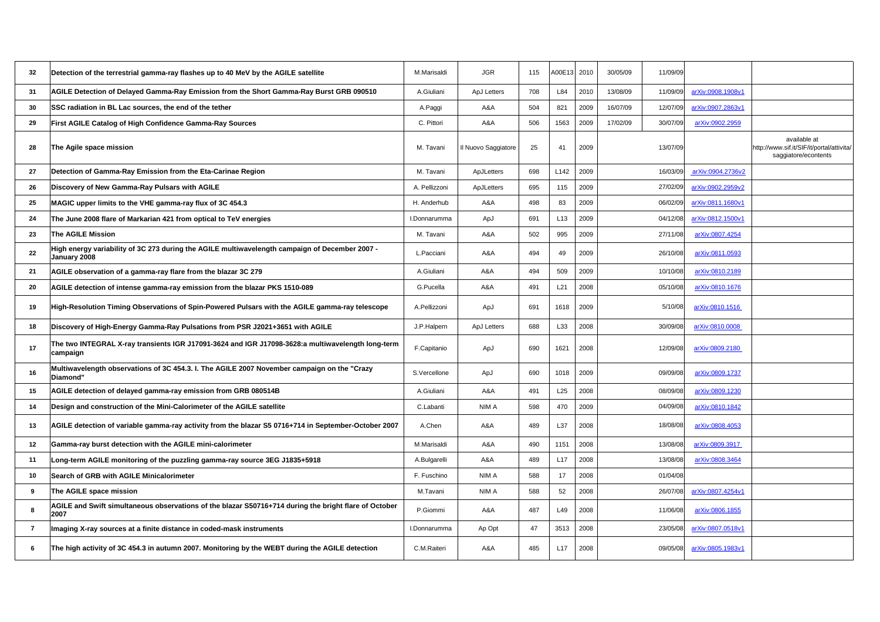| 32 | Detection of the terrestrial gamma-ray flashes up to 40 MeV by the AGILE satellite | M.Marisaldi | JGR | 115 | A00E13 | 2010 | 30/05/09 | 11/09/09 | | |
|---|---|---|---|---|---|---|---|---|---|---|
| 31 | AGILE Detection of Delayed Gamma-Ray Emission from the Short Gamma-Ray Burst GRB 090510 | A.Giuliani | ApJ Letters | 708 | L84 | 2010 | 13/08/09 | 11/09/09 | arXiv:0908.1908v1 | |
| 30 | SSC radiation in BL Lac sources, the end of the tether | A.Paggi | A&A | 504 | 821 | 2009 | 16/07/09 | 12/07/09 | arXiv:0907.2863v1 | |
| 29 | First AGILE Catalog of High Confidence Gamma-Ray Sources | C. Pittori | A&A | 506 | 1563 | 2009 | 17/02/09 | 30/07/09 | arXiv:0902.2959 | |
| 28 | The Agile space mission | M. Tavani | Il Nuovo Saggiatore | 25 | 41 | 2009 | | 13/07/09 | | available at http://www.sif.it/SIF/it/portal/attivita/saggiatore/econtents |
| 27 | Detection of Gamma-Ray Emission from the Eta-Carinae Region | M. Tavani | ApJLetters | 698 | L142 | 2009 | | 16/03/09 | arXiv:0904.2736v2 | |
| 26 | Discovery of New Gamma-Ray Pulsars with AGILE | A. Pellizzoni | ApJLetters | 695 | 115 | 2009 | | 27/02/09 | arXiv:0902.2959v2 | |
| 25 | MAGIC upper limits to the VHE gamma-ray flux of 3C 454.3 | H. Anderhub | A&A | 498 | 83 | 2009 | | 06/02/09 | arXiv:0811.1680v1 | |
| 24 | The June 2008 flare of Markarian 421 from optical to TeV energies | I.Donnarumma | ApJ | 691 | L13 | 2009 | | 04/12/08 | arXiv:0812.1500v1 | |
| 23 | The AGILE Mission | M. Tavani | A&A | 502 | 995 | 2009 | | 27/11/08 | arXiv:0807.4254 | |
| 22 | High energy variability of 3C 273 during the AGILE multiwavelength campaign of December 2007 - January 2008 | L.Pacciani | A&A | 494 | 49 | 2009 | | 26/10/08 | arXiv:0811.0593 | |
| 21 | AGILE observation of a gamma-ray flare from the blazar 3C 279 | A.Giuliani | A&A | 494 | 509 | 2009 | | 10/10/08 | arXiv:0810.2189 | |
| 20 | AGILE detection of intense gamma-ray emission from the blazar PKS 1510-089 | G.Pucella | A&A | 491 | L21 | 2008 | | 05/10/08 | arXiv:0810.1676 | |
| 19 | High-Resolution Timing Observations of Spin-Powered Pulsars with the AGILE gamma-ray telescope | A.Pellizzoni | ApJ | 691 | 1618 | 2009 | | 5/10/08 | arXiv:0810.1516 | |
| 18 | Discovery of High-Energy Gamma-Ray Pulsations from PSR J2021+3651 with AGILE | J.P.Halpern | ApJ Letters | 688 | L33 | 2008 | | 30/09/08 | arXiv:0810.0008 | |
| 17 | The two INTEGRAL X-ray transients IGR J17091-3624 and IGR J17098-3628:a multiwavelength long-term campaign | F.Capitanio | ApJ | 690 | 1621 | 2008 | | 12/09/08 | arXiv:0809.2180 | |
| 16 | Multiwavelength observations of 3C 454.3. I. The AGILE 2007 November campaign on the "Crazy Diamond" | S.Vercellone | ApJ | 690 | 1018 | 2009 | | 09/09/08 | arXiv:0809.1737 | |
| 15 | AGILE detection of delayed gamma-ray emission from GRB 080514B | A.Giuliani | A&A | 491 | L25 | 2008 | | 08/09/08 | arXiv:0809.1230 | |
| 14 | Design and construction of the Mini-Calorimeter of the AGILE satellite | C.Labanti | NIM A | 598 | 470 | 2009 | | 04/09/08 | arXiv:0810.1842 | |
| 13 | AGILE detection of variable gamma-ray activity from the blazar S5 0716+714 in September-October 2007 | A.Chen | A&A | 489 | L37 | 2008 | | 18/08/08 | arXiv:0808.4053 | |
| 12 | Gamma-ray burst detection with the AGILE mini-calorimeter | M.Marisaldi | A&A | 490 | 1151 | 2008 | | 13/08/08 | arXiv:0809.3917 | |
| 11 | Long-term AGILE monitoring of the puzzling gamma-ray source 3EG J1835+5918 | A.Bulgarelli | A&A | 489 | L17 | 2008 | | 13/08/08 | arXiv:0808.3464 | |
| 10 | Search of GRB with AGILE Minicalorimeter | F. Fuschino | NIM A | 588 | 17 | 2008 | | 01/04/08 | | |
| 9 | The AGILE space mission | M.Tavani | NIM A | 588 | 52 | 2008 | | 26/07/08 | arXiv:0807.4254v1 | |
| 8 | AGILE and Swift simultaneous observations of the blazar S50716+714 during the bright flare of October 2007 | P.Giommi | A&A | 487 | L49 | 2008 | | 11/06/08 | arXiv:0806.1855 | |
| 7 | Imaging X-ray sources at a finite distance in coded-mask instruments | I.Donnarumma | Ap Opt | 47 | 3513 | 2008 | | 23/05/08 | arXiv:0807.0518v1 | |
| 6 | The high activity of 3C 454.3 in autumn 2007. Monitoring by the WEBT during the AGILE detection | C.M.Raiteri | A&A | 485 | L17 | 2008 | | 09/05/08 | arXiv:0805.1983v1 | |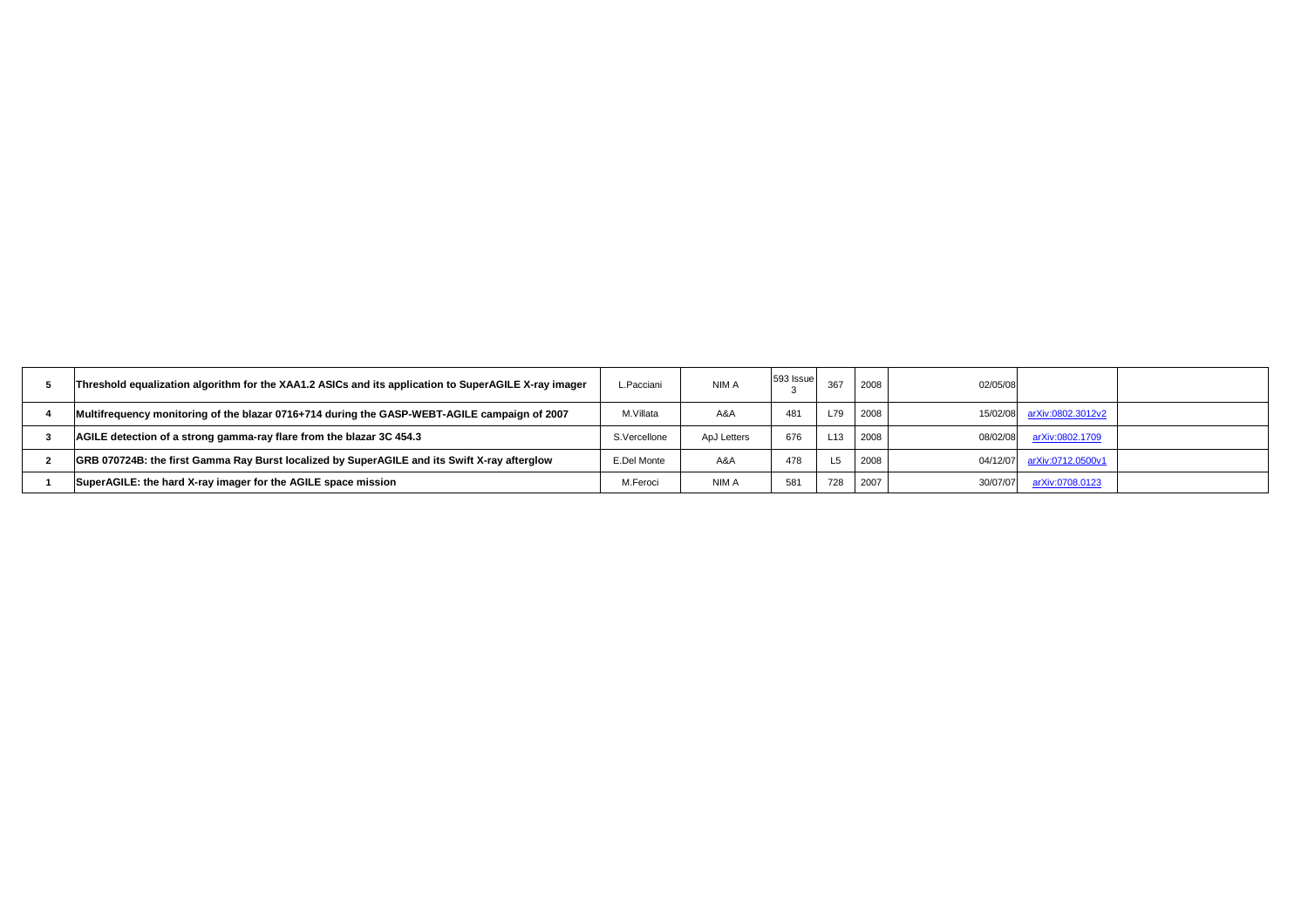| | | | | | | | | | |
|---|---|---|---|---|---|---|---|---|---|
| **5** | **Threshold equalization algorithm for the XAA1.2 ASICs and its application to SuperAGILE X-ray imager** | L.Pacciani | NIM A | 593 Issue 3 | 367 | 2008 | 02/05/08 | | |
| **4** | **Multifrequency monitoring of the blazar 0716+714 during the GASP-WEBT-AGILE campaign of 2007** | M.Villata | A&A | 481 | L79 | 2008 | 15/02/08 | arXiv:0802.3012v2 | |
| **3** | **AGILE detection of a strong gamma-ray flare from the blazar 3C 454.3** | S.Vercellone | ApJ Letters | 676 | L13 | 2008 | 08/02/08 | arXiv:0802.1709 | |
| **2** | **GRB 070724B: the first Gamma Ray Burst localized by SuperAGILE and its Swift X-ray afterglow** | E.Del Monte | A&A | 478 | L5 | 2008 | 04/12/07 | arXiv:0712.0500v1 | |
| **1** | **SuperAGILE: the hard X-ray imager for the AGILE space mission** | M.Feroci | NIM A | 581 | 728 | 2007 | 30/07/07 | arXiv:0708.0123 | |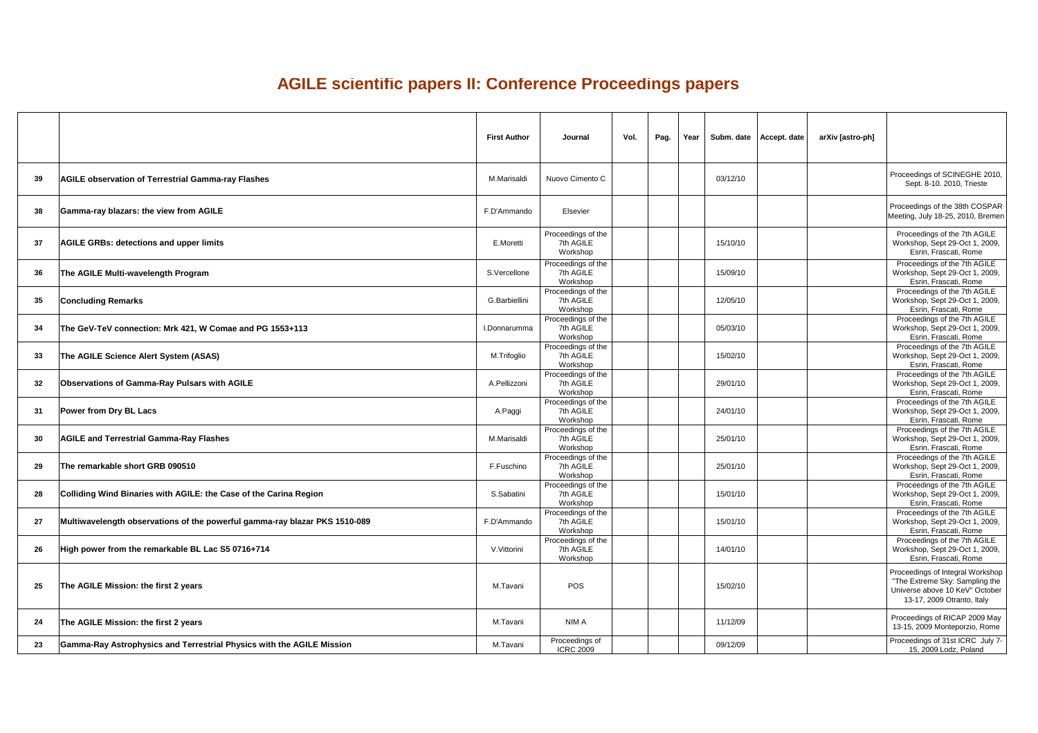# AGILE scientific papers II: Conference Proceedings papers

| | | First Author | Journal | Vol. | Pag. | Year | Subm. date | Accept. date | arXiv [astro-ph] | |
|---|---|---|---|---|---|---|---|---|---|---|
| 39 | AGILE observation of Terrestrial Gamma-ray Flashes | M.Marisaldi | Nuovo Cimento C | | | | 03/12/10 | | | Proceedings of SCINEGHE 2010, Sept. 8-10. 2010, Trieste |
| 38 | Gamma-ray blazars: the view from AGILE | F.D'Ammando | Elsevier | | | | | | | Proceedings of the 38th COSPAR Meeting, July 18-25, 2010, Bremen |
| 37 | AGILE GRBs: detections and upper limits | E.Moretti | Proceedings of the 7th AGILE Workshop | | | | 15/10/10 | | | Proceedings of the 7th AGILE Workshop, Sept 29-Oct 1, 2009, Esrin, Frascati, Rome |
| 36 | The AGILE Multi-wavelength Program | S.Vercellone | Proceedings of the 7th AGILE Workshop | | | | 15/09/10 | | | Proceedings of the 7th AGILE Workshop, Sept 29-Oct 1, 2009, Esrin, Frascati, Rome |
| 35 | Concluding Remarks | G.Barbiellini | Proceedings of the 7th AGILE Workshop | | | | 12/05/10 | | | Proceedings of the 7th AGILE Workshop, Sept 29-Oct 1, 2009, Esrin, Frascati, Rome |
| 34 | The GeV-TeV connection: Mrk 421, W Comae and PG 1553+113 | I.Donnarumma | Proceedings of the 7th AGILE Workshop | | | | 05/03/10 | | | Proceedings of the 7th AGILE Workshop, Sept 29-Oct 1, 2009, Esrin, Frascati, Rome |
| 33 | The AGILE Science Alert System (ASAS) | M.Trifoglio | Proceedings of the 7th AGILE Workshop | | | | 15/02/10 | | | Proceedings of the 7th AGILE Workshop, Sept 29-Oct 1, 2009, Esrin, Frascati, Rome |
| 32 | Observations of Gamma-Ray Pulsars with AGILE | A.Pellizzoni | Proceedings of the 7th AGILE Workshop | | | | 29/01/10 | | | Proceedings of the 7th AGILE Workshop, Sept 29-Oct 1, 2009, Esrin, Frascati, Rome |
| 31 | Power from Dry BL Lacs | A.Paggi | Proceedings of the 7th AGILE Workshop | | | | 24/01/10 | | | Proceedings of the 7th AGILE Workshop, Sept 29-Oct 1, 2009, Esrin, Frascati, Rome |
| 30 | AGILE and Terrestrial Gamma-Ray Flashes | M.Marisaldi | Proceedings of the 7th AGILE Workshop | | | | 25/01/10 | | | Proceedings of the 7th AGILE Workshop, Sept 29-Oct 1, 2009, Esrin, Frascati, Rome |
| 29 | The remarkable short GRB 090510 | F.Fuschino | Proceedings of the 7th AGILE Workshop | | | | 25/01/10 | | | Proceedings of the 7th AGILE Workshop, Sept 29-Oct 1, 2009, Esrin, Frascati, Rome |
| 28 | Colliding Wind Binaries with AGILE: the Case of the Carina Region | S.Sabatini | Proceedings of the 7th AGILE Workshop | | | | 15/01/10 | | | Proceedings of the 7th AGILE Workshop, Sept 29-Oct 1, 2009, Esrin, Frascati, Rome |
| 27 | Multiwavelength observations of the powerful gamma-ray blazar PKS 1510-089 | F.D'Ammando | Proceedings of the 7th AGILE Workshop | | | | 15/01/10 | | | Proceedings of the 7th AGILE Workshop, Sept 29-Oct 1, 2009, Esrin, Frascati, Rome |
| 26 | High power from the remarkable BL Lac S5 0716+714 | V.Vittorini | Proceedings of the 7th AGILE Workshop | | | | 14/01/10 | | | Proceedings of the 7th AGILE Workshop, Sept 29-Oct 1, 2009, Esrin, Frascati, Rome |
| 25 | The AGILE Mission: the first 2 years | M.Tavani | POS | | | | 15/02/10 | | | Proceedings of Integral Workshop "The Extreme Sky: Sampling the Universe above 10 KeV" October 13-17, 2009 Otranto, Italy |
| 24 | The AGILE Mission: the first 2 years | M.Tavani | NIM A | | | | 11/12/09 | | | Proceedings of RICAP 2009 May 13-15, 2009 Monteporzio, Rome |
| 23 | Gamma-Ray Astrophysics and Terrestrial Physics with the AGILE Mission | M.Tavani | Proceedings of ICRC 2009 | | | | 09/12/09 | | | Proceedings of 31st ICRC July 7-15, 2009 Lodz, Poland |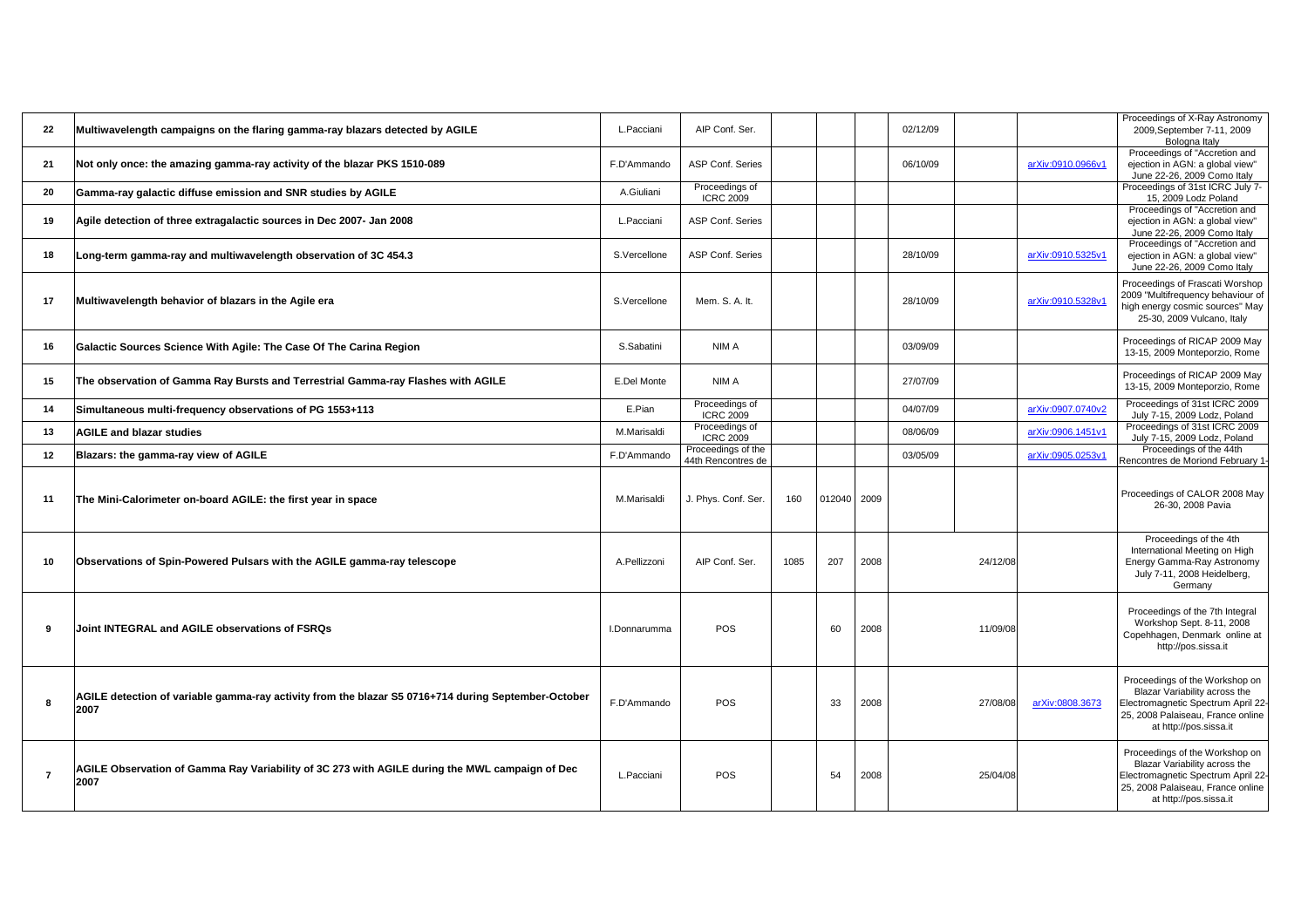| | | | | | | | | | | |
|---|---|---|---|---|---|---|---|---|---|---|
| **22** | **Multiwavelength campaigns on the flaring gamma-ray blazars detected by AGILE** | L.Pacciani | AIP Conf. Ser. | | | | 02/12/09 | | | Proceedings of X-Ray Astronomy 2009,September 7-11, 2009 Bologna Italy |
| **21** | **Not only once: the amazing gamma-ray activity of the blazar PKS 1510-089** | F.D'Ammando | ASP Conf. Series | | | | 06/10/09 | | arXiv:0910.0966v1 | Proceedings of "Accretion and ejection in AGN: a global view" June 22-26, 2009 Como Italy |
| **20** | **Gamma-ray galactic diffuse emission and SNR studies by AGILE** | A.Giuliani | Proceedings of ICRC 2009 | | | | | | | Proceedings of 31st ICRC July 7-15, 2009 Lodz Poland |
| **19** | **Agile detection of three extragalactic sources in Dec 2007- Jan 2008** | L.Pacciani | ASP Conf. Series | | | | | | | Proceedings of "Accretion and ejection in AGN: a global view" June 22-26, 2009 Como Italy |
| **18** | **Long-term gamma-ray and multiwavelength observation of 3C 454.3** | S.Vercellone | ASP Conf. Series | | | | 28/10/09 | | arXiv:0910.5325v1 | Proceedings of "Accretion and ejection in AGN: a global view" June 22-26, 2009 Como Italy |
| **17** | **Multiwavelength behavior of blazars in the Agile era** | S.Vercellone | Mem. S. A. It. | | | | 28/10/09 | | arXiv:0910.5328v1 | Proceedings of Frascati Worshop 2009 "Multifrequency behaviour of high energy cosmic sources" May 25-30, 2009 Vulcano, Italy |
| **16** | **Galactic Sources Science With Agile: The Case Of The Carina Region** | S.Sabatini | NIM A | | | | 03/09/09 | | | Proceedings of RICAP 2009 May 13-15, 2009 Monteporzio, Rome |
| **15** | **The observation of Gamma Ray Bursts and Terrestrial Gamma-ray Flashes with AGILE** | E.Del Monte | NIM A | | | | 27/07/09 | | | Proceedings of RICAP 2009 May 13-15, 2009 Monteporzio, Rome |
| **14** | **Simultaneous multi-frequency observations of PG 1553+113** | E.Pian | Proceedings of ICRC 2009 | | | | 04/07/09 | | arXiv:0907.0740v2 | Proceedings of 31st ICRC 2009 July 7-15, 2009 Lodz, Poland |
| **13** | **AGILE and blazar studies** | M.Marisaldi | Proceedings of ICRC 2009 | | | | 08/06/09 | | arXiv:0906.1451v1 | Proceedings of 31st ICRC 2009 July 7-15, 2009 Lodz, Poland |
| **12** | **Blazars: the gamma-ray view of AGILE** | F.D'Ammando | Proceedings of the 44th Rencontres de | | | | 03/05/09 | | arXiv:0905.0253v1 | Proceedings of the 44th Rencontres de Moriond February 1- |
| **11** | **The Mini-Calorimeter on-board AGILE: the first year in space** | M.Marisaldi | J. Phys. Conf. Ser. | 160 | 012040 | 2009 | | | | Proceedings of CALOR 2008 May 26-30, 2008 Pavia |
| **10** | **Observations of Spin-Powered Pulsars with the AGILE gamma-ray telescope** | A.Pellizzoni | AIP Conf. Ser. | 1085 | 207 | 2008 | | 24/12/08 | | Proceedings of the 4th International Meeting on High Energy Gamma-Ray Astronomy July 7-11, 2008 Heidelberg, Germany |
| **9** | **Joint INTEGRAL and AGILE observations of FSRQs** | I.Donnarumma | POS | | 60 | 2008 | | 11/09/08 | | Proceedings of the 7th Integral Workshop Sept. 8-11, 2008 Copehhagen, Denmark online at http://pos.sissa.it |
| **8** | **AGILE detection of variable gamma-ray activity from the blazar S5 0716+714 during September-October 2007** | F.D'Ammando | POS | | 33 | 2008 | | 27/08/08 | arXiv:0808.3673 | Proceedings of the Workshop on Blazar Variability across the Electromagnetic Spectrum April 22-25, 2008 Palaiseau, France online at http://pos.sissa.it |
| **7** | **AGILE Observation of Gamma Ray Variability of 3C 273 with AGILE during the MWL campaign of Dec 2007** | L.Pacciani | POS | | 54 | 2008 | | 25/04/08 | | Proceedings of the Workshop on Blazar Variability across the Electromagnetic Spectrum April 22-25, 2008 Palaiseau, France online at http://pos.sissa.it |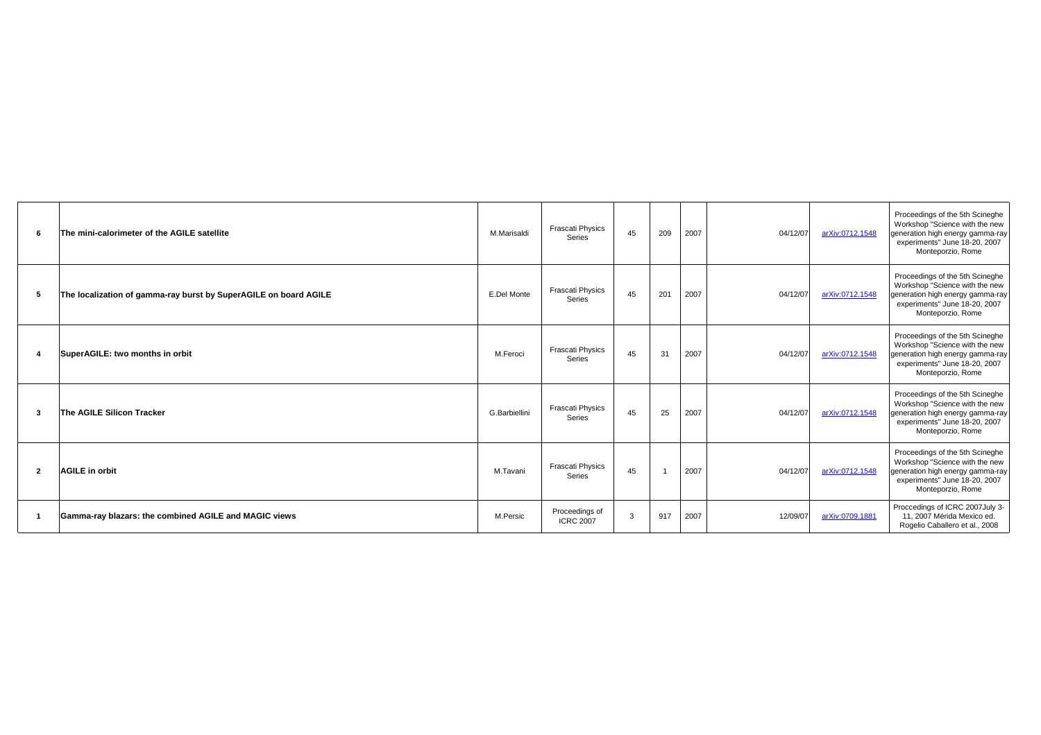| | | | | | | | | | | |
|---|---|---|---|---|---|---|---|---|---|---|
| 6 | **The mini-calorimeter of the AGILE satellite** | M.Marisaldi | Frascati Physics Series | 45 | 209 | 2007 | | 04/12/07 | arXiv:0712.1548 | Proceedings of the 5th Scineghe Workshop "Science with the new generation high energy gamma-ray experiments" June 18-20, 2007 Monteporzio, Rome |
| 5 | **The localization of gamma-ray burst by SuperAGILE on board AGILE** | E.Del Monte | Frascati Physics Series | 45 | 201 | 2007 | | 04/12/07 | arXiv:0712.1548 | Proceedings of the 5th Scineghe Workshop "Science with the new generation high energy gamma-ray experiments" June 18-20, 2007 Monteporzio, Rome |
| 4 | **SuperAGILE: two months in orbit** | M.Feroci | Frascati Physics Series | 45 | 31 | 2007 | | 04/12/07 | arXiv:0712.1548 | Proceedings of the 5th Scineghe Workshop "Science with the new generation high energy gamma-ray experiments" June 18-20, 2007 Monteporzio, Rome |
| 3 | **The AGILE Silicon Tracker** | G.Barbiellini | Frascati Physics Series | 45 | 25 | 2007 | | 04/12/07 | arXiv:0712.1548 | Proceedings of the 5th Scineghe Workshop "Science with the new generation high energy gamma-ray experiments" June 18-20, 2007 Monteporzio, Rome |
| 2 | **AGILE in orbit** | M.Tavani | Frascati Physics Series | 45 | 1 | 2007 | | 04/12/07 | arXiv:0712.1548 | Proceedings of the 5th Scineghe Workshop "Science with the new generation high energy gamma-ray experiments" June 18-20, 2007 Monteporzio, Rome |
| 1 | **Gamma-ray blazars: the combined AGILE and MAGIC views** | M.Persic | Proceedings of ICRC 2007 | 3 | 917 | 2007 | | 12/09/07 | arXiv:0709.1881 | Proccedings of ICRC 2007July 3-11, 2007 Mérida Mexico ed. Rogelio Caballero et al., 2008 |